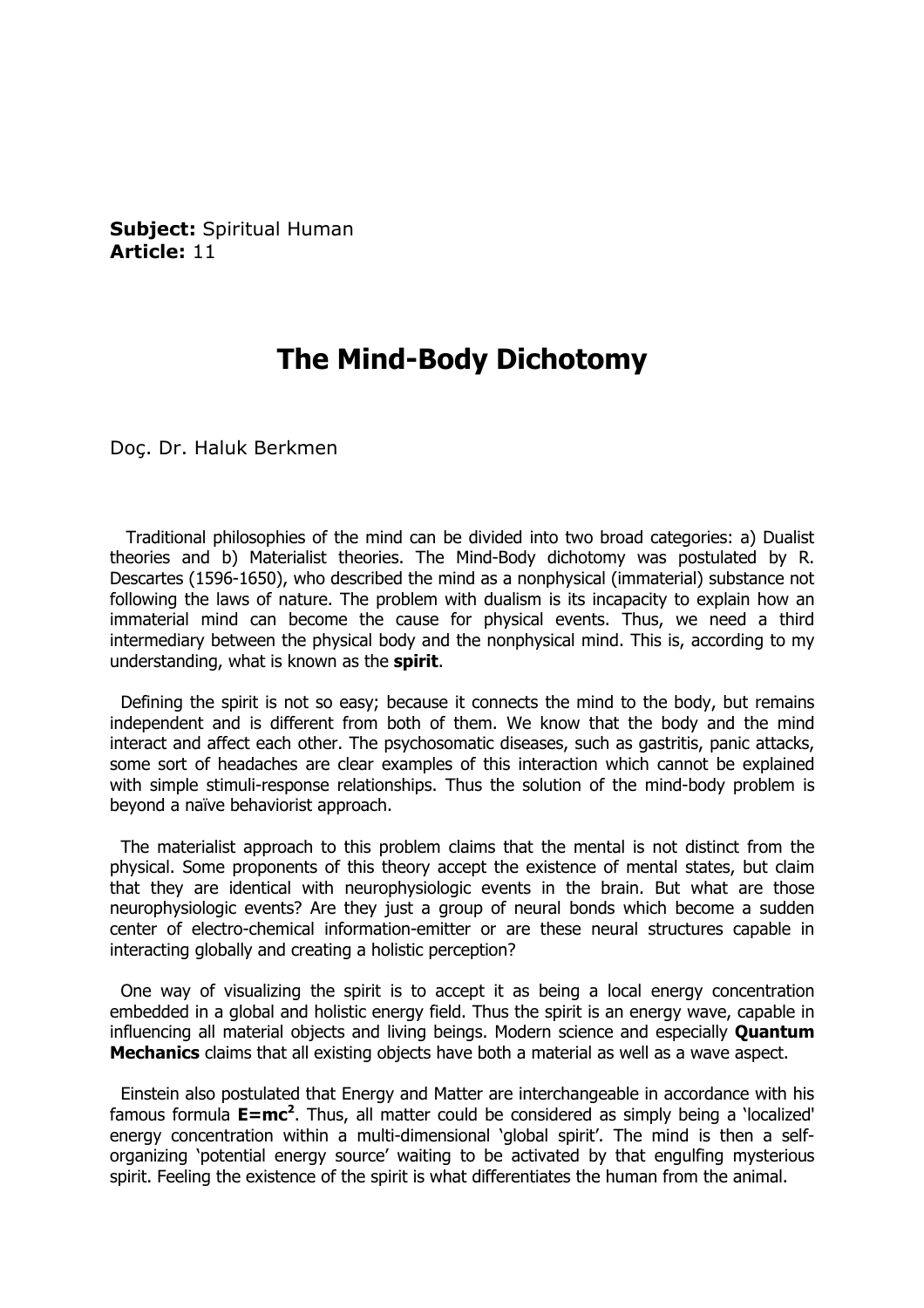**Subject:** Spiritual Human
**Article:** 11

# The Mind-Body Dichotomy

Doç. Dr. Haluk Berkmen

Traditional philosophies of the mind can be divided into two broad categories: a) Dualist theories and b) Materialist theories. The Mind-Body dichotomy was postulated by R. Descartes (1596-1650), who described the mind as a nonphysical (immaterial) substance not following the laws of nature. The problem with dualism is its incapacity to explain how an immaterial mind can become the cause for physical events. Thus, we need a third intermediary between the physical body and the nonphysical mind. This is, according to my understanding, what is known as the **spirit**.

Defining the spirit is not so easy; because it connects the mind to the body, but remains independent and is different from both of them. We know that the body and the mind interact and affect each other. The psychosomatic diseases, such as gastritis, panic attacks, some sort of headaches are clear examples of this interaction which cannot be explained with simple stimuli-response relationships. Thus the solution of the mind-body problem is beyond a naïve behaviorist approach.

The materialist approach to this problem claims that the mental is not distinct from the physical. Some proponents of this theory accept the existence of mental states, but claim that they are identical with neurophysiologic events in the brain. But what are those neurophysiologic events? Are they just a group of neural bonds which become a sudden center of electro-chemical information-emitter or are these neural structures capable in interacting globally and creating a holistic perception?

One way of visualizing the spirit is to accept it as being a local energy concentration embedded in a global and holistic energy field. Thus the spirit is an energy wave, capable in influencing all material objects and living beings. Modern science and especially **Quantum Mechanics** claims that all existing objects have both a material as well as a wave aspect.

Einstein also postulated that Energy and Matter are interchangeable in accordance with his famous formula $\mathbf{E=mc^2}$. Thus, all matter could be considered as simply being a 'localized' energy concentration within a multi-dimensional 'global spirit'. The mind is then a self-organizing 'potential energy source' waiting to be activated by that engulfing mysterious spirit. Feeling the existence of the spirit is what differentiates the human from the animal.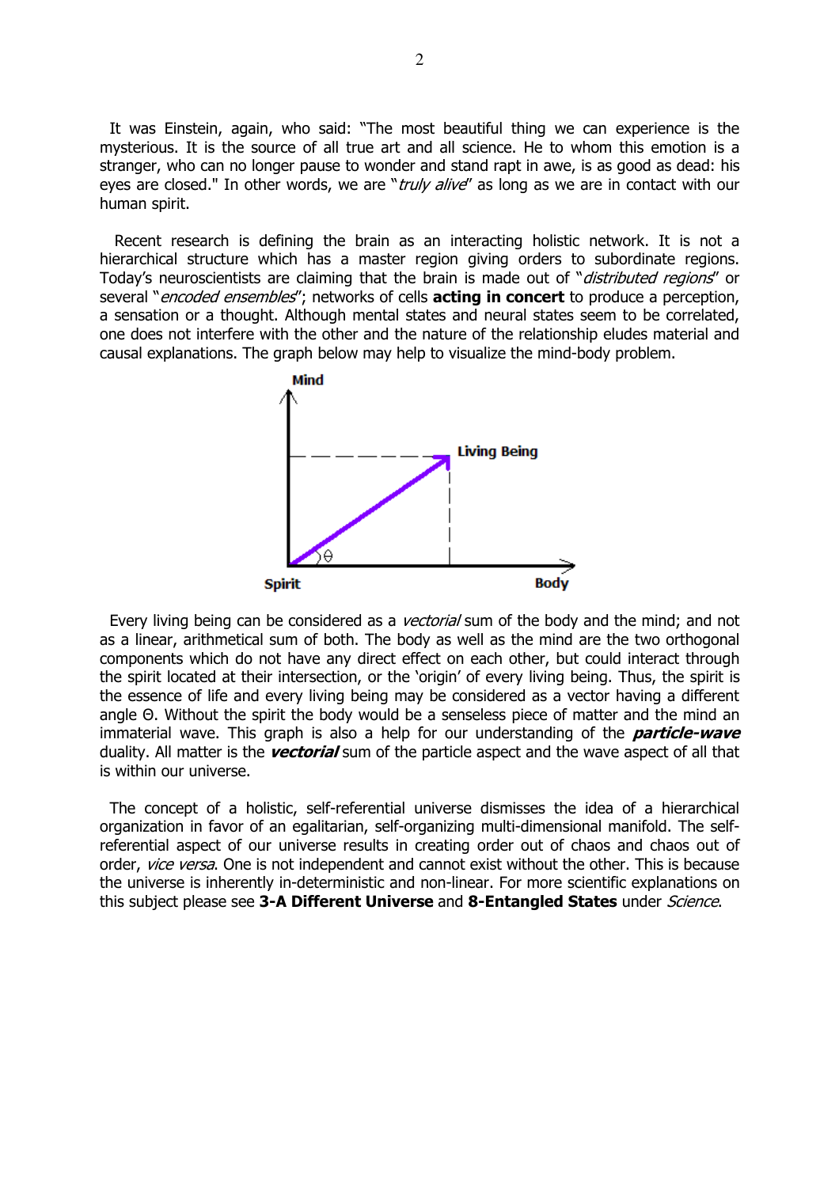It was Einstein, again, who said: "The most beautiful thing we can experience is the mysterious. It is the source of all true art and all science. He to whom this emotion is a stranger, who can no longer pause to wonder and stand rapt in awe, is as good as dead: his eyes are closed." In other words, we are "*truly alive*" as long as we are in contact with our human spirit.

Recent research is defining the brain as an interacting holistic network. It is not a hierarchical structure which has a master region giving orders to subordinate regions. Today's neuroscientists are claiming that the brain is made out of "*distributed regions*" or several "*encoded ensembles*"; networks of cells **acting in concert** to produce a perception, a sensation or a thought. Although mental states and neural states seem to be correlated, one does not interfere with the other and the nature of the relationship eludes material and causal explanations. The graph below may help to visualize the mind-body problem.

Mind

Living Being

Θ

Spirit

Body

Every living being can be considered as a *vectorial* sum of the body and the mind; and not as a linear, arithmetical sum of both. The body as well as the mind are the two orthogonal components which do not have any direct effect on each other, but could interact through the spirit located at their intersection, or the 'origin' of every living being. Thus, the spirit is the essence of life and every living being may be considered as a vector having a different angle Θ. Without the spirit the body would be a senseless piece of matter and the mind an immaterial wave. This graph is also a help for our understanding of the ***particle-wave*** duality. All matter is the ***vectorial*** sum of the particle aspect and the wave aspect of all that is within our universe.

The concept of a holistic, self-referential universe dismisses the idea of a hierarchical organization in favor of an egalitarian, self-organizing multi-dimensional manifold. The self-referential aspect of our universe results in creating order out of chaos and chaos out of order, *vice versa*. One is not independent and cannot exist without the other. This is because the universe is inherently in-deterministic and non-linear. For more scientific explanations on this subject please see **3-A Different Universe** and **8-Entangled States** under *Science*.